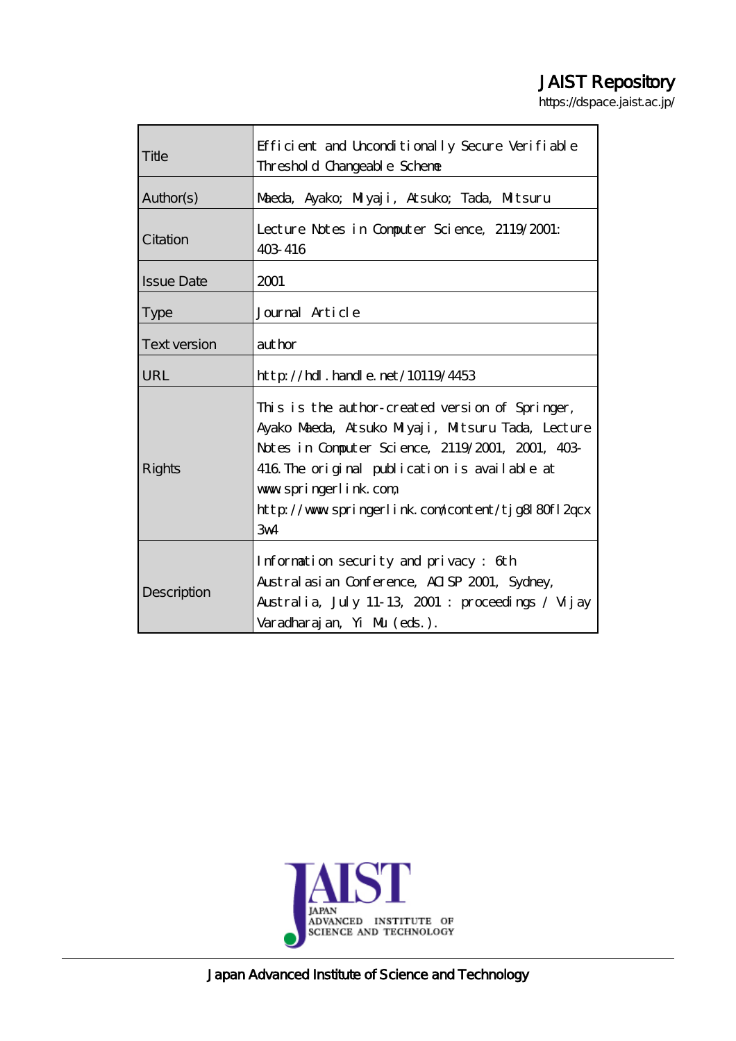JAIST Repository

https://dspace.jaist.ac.jp/

| | |
|---|---|
| Title | Efficient and Unconditionally Secure Verifiable Threshold Changeable Scheme |
| Author(s) | Maeda, Ayako; Miyaji, Atsuko; Tada, Mitsuru |
| Citation | Lecture Notes in Computer Science, 2119/2001: 403-416 |
| Issue Date | 2001 |
| Type | Journal Article |
| Text version | author |
| URL | http://hdl.handle.net/10119/4453 |
| Rights | This is the author-created version of Springer, Ayako Maeda, Atsuko Miyaji, Mitsuru Tada, Lecture Notes in Computer Science, 2119/2001, 2001, 403-416. The original publication is available at www.springerlink.com, http://www.springerlink.com/content/tjg8l80fl2qcx3w4 |
| Description | Information security and privacy : 6th Australasian Conference, ACISP 2001, Sydney, Australia, July 11-13, 2001 : proceedings / Vijay Varadharajan, Yi Mu (eds.). |

Japan Advanced Institute of Science and Technology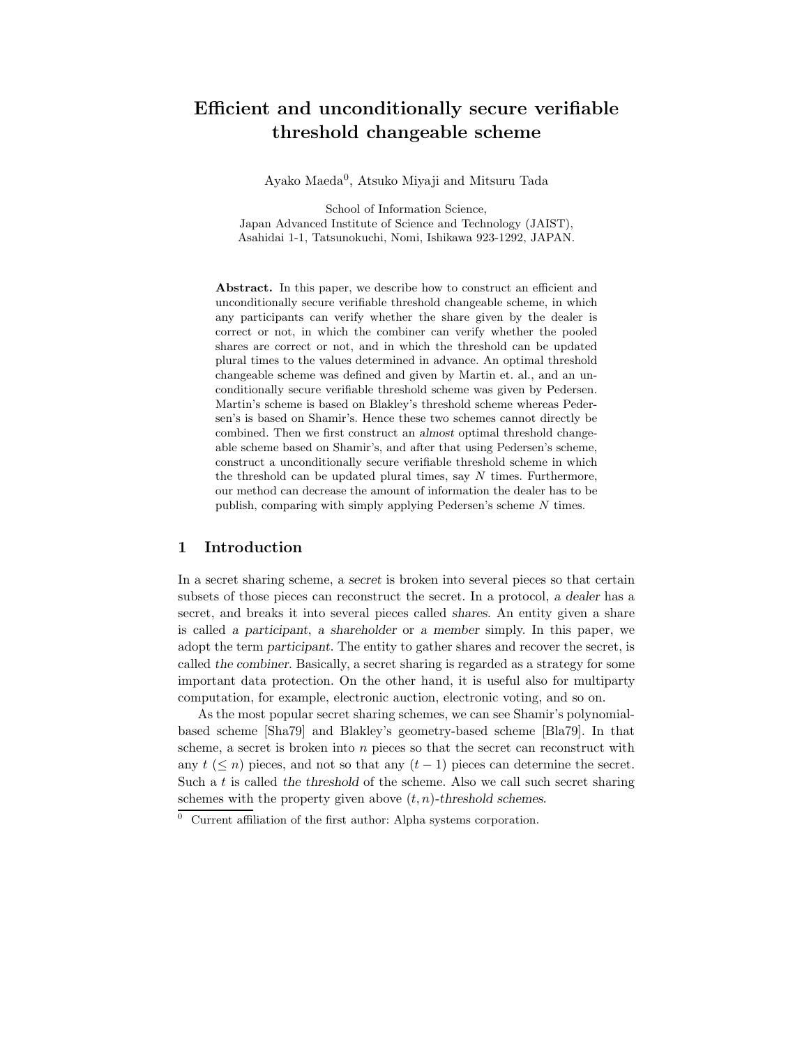# Efficient and unconditionally secure verifiable threshold changeable scheme

Ayako Maeda[0], Atsuko Miyaji and Mitsuru Tada

School of Information Science,
Japan Advanced Institute of Science and Technology (JAIST),
Asahidai 1-1, Tatsunokuchi, Nomi, Ishikawa 923-1292, JAPAN.

**Abstract.** In this paper, we describe how to construct an efficient and unconditionally secure verifiable threshold changeable scheme, in which any participants can verify whether the share given by the dealer is correct or not, in which the combiner can verify whether the pooled shares are correct or not, and in which the threshold can be updated plural times to the values determined in advance. An optimal threshold changeable scheme was defined and given by Martin et. al., and an unconditionally secure verifiable threshold scheme was given by Pedersen. Martin's scheme is based on Blakley's threshold scheme whereas Pedersen's is based on Shamir's. Hence these two schemes cannot directly be combined. Then we first construct an *almost* optimal threshold changeable scheme based on Shamir's, and after that using Pedersen's scheme, construct a unconditionally secure verifiable threshold scheme in which the threshold can be updated plural times, say $N$ times. Furthermore, our method can decrease the amount of information the dealer has to be publish, comparing with simply applying Pedersen's scheme $N$ times.

## 1 Introduction

In a secret sharing scheme, a *secret* is broken into several pieces so that certain subsets of those pieces can reconstruct the secret. In a protocol, *a dealer* has a secret, and breaks it into several pieces called *shares*. An entity given a share is called *a participant*, *a shareholder* or *a member* simply. In this paper, we adopt the term *participant*. The entity to gather shares and recover the secret, is called *the combiner*. Basically, a secret sharing is regarded as a strategy for some important data protection. On the other hand, it is useful also for multiparty computation, for example, electronic auction, electronic voting, and so on.

As the most popular secret sharing schemes, we can see Shamir's polynomial-based scheme [Sha79] and Blakley's geometry-based scheme [Bla79]. In that scheme, a secret is broken into $n$ pieces so that the secret can reconstruct with any $t$ $(\leq n)$ pieces, and not so that any $(t-1)$ pieces can determine the secret. Such a $t$ is called *the threshold* of the scheme. Also we call such secret sharing schemes with the property given above $(t,n)$*-threshold schemes*.

[0] Current affiliation of the first author: Alpha systems corporation.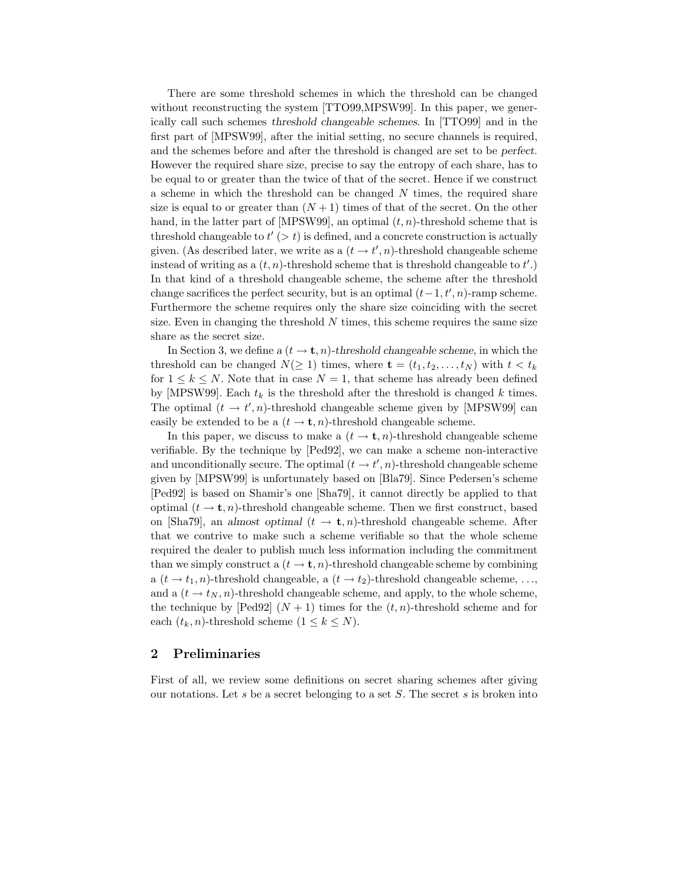There are some threshold schemes in which the threshold can be changed without reconstructing the system [TTO99,MPSW99]. In this paper, we generically call such schemes *threshold changeable schemes*. In [TTO99] and in the first part of [MPSW99], after the initial setting, no secure channels is required, and the schemes before and after the threshold is changed are set to be *perfect*. However the required share size, precise to say the entropy of each share, has to be equal to or greater than the twice of that of the secret. Hence if we construct a scheme in which the threshold can be changed $N$ times, the required share size is equal to or greater than $(N+1)$ times of that of the secret. On the other hand, in the latter part of [MPSW99], an optimal $(t,n)$-threshold scheme that is threshold changeable to $t'$ $(> t)$ is defined, and a concrete construction is actually given. (As described later, we write as a $(t \to t', n)$-threshold changeable scheme instead of writing as a $(t,n)$-threshold scheme that is threshold changeable to $t'$.) In that kind of a threshold changeable scheme, the scheme after the threshold change sacrifices the perfect security, but is an optimal $(t-1, t', n)$-ramp scheme. Furthermore the scheme requires only the share size coinciding with the secret size. Even in changing the threshold $N$ times, this scheme requires the same size share as the secret size.

In Section 3, we define a *$(t \to \mathbf{t}, n)$-threshold changeable scheme*, in which the threshold can be changed $N (\geq 1)$ times, where $\mathbf{t} = (t_1, t_2, \ldots, t_N)$ with $t < t_k$ for $1 \leq k \leq N$. Note that in case $N = 1$, that scheme has already been defined by [MPSW99]. Each $t_k$ is the threshold after the threshold is changed $k$ times. The optimal $(t \to t', n)$-threshold changeable scheme given by [MPSW99] can easily be extended to be a $(t \to \mathbf{t}, n)$-threshold changeable scheme.

In this paper, we discuss to make a $(t \to \mathbf{t}, n)$-threshold changeable scheme verifiable. By the technique by [Ped92], we can make a scheme non-interactive and unconditionally secure. The optimal $(t \to t', n)$-threshold changeable scheme given by [MPSW99] is unfortunately based on [Bla79]. Since Pedersen's scheme [Ped92] is based on Shamir's one [Sha79], it cannot directly be applied to that optimal $(t \to \mathbf{t}, n)$-threshold changeable scheme. Then we first construct, based on [Sha79], an *almost optimal* $(t \to \mathbf{t}, n)$-threshold changeable scheme. After that we contrive to make such a scheme verifiable so that the whole scheme required the dealer to publish much less information including the commitment than we simply construct a $(t \to \mathbf{t}, n)$-threshold changeable scheme by combining a $(t \to t_1, n)$-threshold changeable, a $(t \to t_2)$-threshold changeable scheme, ..., and a $(t \to t_N, n)$-threshold changeable scheme, and apply, to the whole scheme, the technique by [Ped92] $(N+1)$ times for the $(t,n)$-threshold scheme and for each $(t_k, n)$-threshold scheme $(1 \leq k \leq N)$.

## 2 Preliminaries

First of all, we review some definitions on secret sharing schemes after giving our notations. Let $s$ be a secret belonging to a set $S$. The secret $s$ is broken into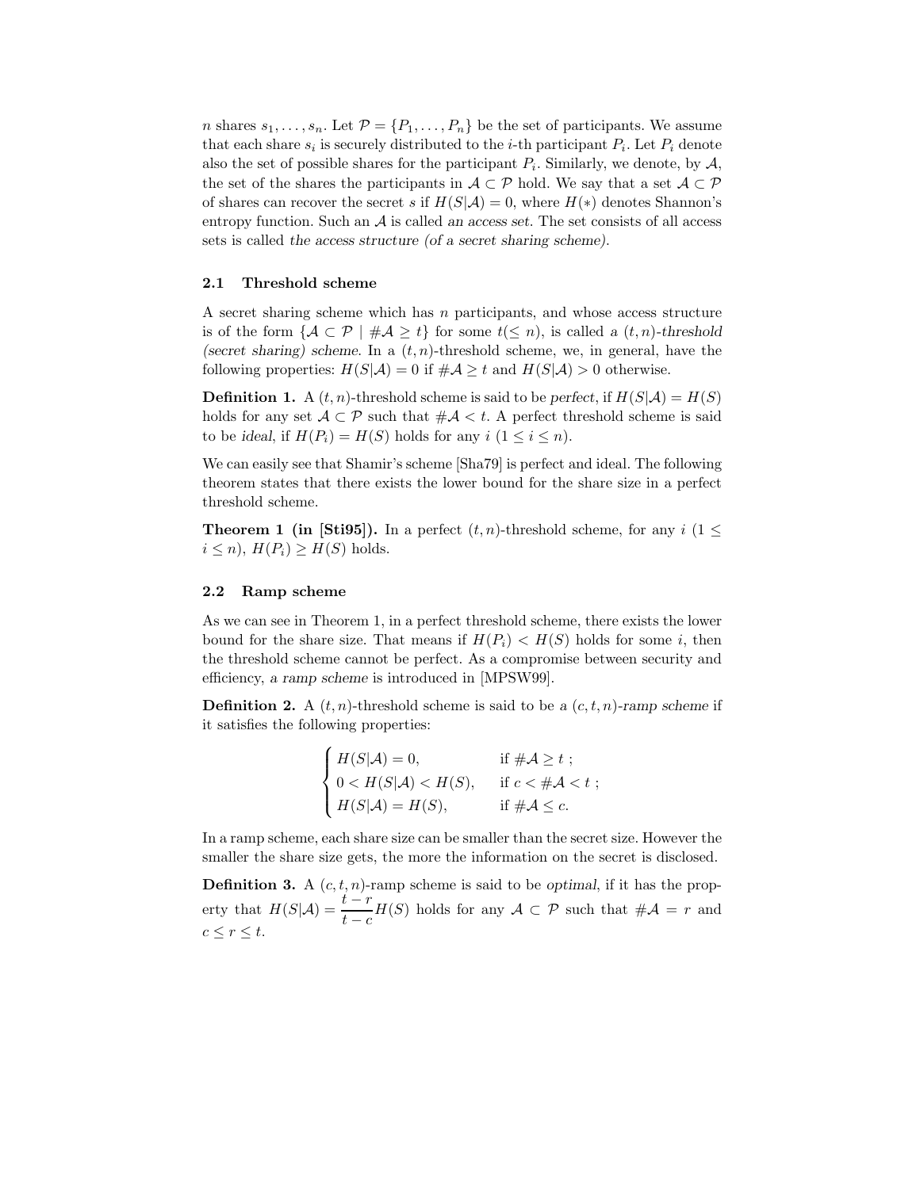$n$ shares $s_1, \ldots, s_n$. Let $\mathcal{P} = \{P_1, \ldots, P_n\}$ be the set of participants. We assume that each share $s_i$ is securely distributed to the $i$-th participant $P_i$. Let $P_i$ denote also the set of possible shares for the participant $P_i$. Similarly, we denote, by $\mathcal{A}$, the set of the shares the participants in $\mathcal{A} \subset \mathcal{P}$ hold. We say that a set $\mathcal{A} \subset \mathcal{P}$ of shares can recover the secret $s$ if $H(S|\mathcal{A}) = 0$, where $H(*)$ denotes Shannon's entropy function. Such an $\mathcal{A}$ is called *an access set*. The set consists of all access sets is called *the access structure (of a secret sharing scheme)*.

### 2.1 Threshold scheme

A secret sharing scheme which has $n$ participants, and whose access structure is of the form $\{\mathcal{A} \subset \mathcal{P} \mid \#\mathcal{A} \geq t\}$ for some $t (\leq n)$, is called *a $(t, n)$-threshold (secret sharing) scheme*. In a $(t, n)$-threshold scheme, we, in general, have the following properties: $H(S|\mathcal{A}) = 0$ if $\#\mathcal{A} \geq t$ and $H(S|\mathcal{A}) > 0$ otherwise.

**Definition 1.** A $(t, n)$-threshold scheme is said to be *perfect*, if $H(S|\mathcal{A}) = H(S)$ holds for any set $\mathcal{A} \subset \mathcal{P}$ such that $\#\mathcal{A} < t$. A perfect threshold scheme is said to be *ideal*, if $H(P_i) = H(S)$ holds for any $i$ $(1 \leq i \leq n)$.

We can easily see that Shamir's scheme [Sha79] is perfect and ideal. The following theorem states that there exists the lower bound for the share size in a perfect threshold scheme.

**Theorem 1 (in [Sti95]).** In a perfect $(t, n)$-threshold scheme, for any $i$ $(1 \leq i \leq n)$, $H(P_i) \geq H(S)$ holds.

### 2.2 Ramp scheme

As we can see in Theorem 1, in a perfect threshold scheme, there exists the lower bound for the share size. That means if $H(P_i) < H(S)$ holds for some $i$, then the threshold scheme cannot be perfect. As a compromise between security and efficiency, *a ramp scheme* is introduced in [MPSW99].

**Definition 2.** A $(t, n)$-threshold scheme is said to be *a $(c, t, n)$-ramp scheme* if it satisfies the following properties:

$$\begin{cases} H(S|\mathcal{A}) = 0, & \text{if } \#\mathcal{A} \geq t \text{ ;} \\ 0 < H(S|\mathcal{A}) < H(S), & \text{if } c < \#\mathcal{A} < t \text{ ;} \\ H(S|\mathcal{A}) = H(S), & \text{if } \#\mathcal{A} \leq c. \end{cases}$$

In a ramp scheme, each share size can be smaller than the secret size. However the smaller the share size gets, the more the information on the secret is disclosed.

**Definition 3.** A $(c, t, n)$-ramp scheme is said to be *optimal*, if it has the property that $H(S|\mathcal{A}) = \dfrac{t - r}{t - c} H(S)$ holds for any $\mathcal{A} \subset \mathcal{P}$ such that $\#\mathcal{A} = r$ and $c \leq r \leq t$.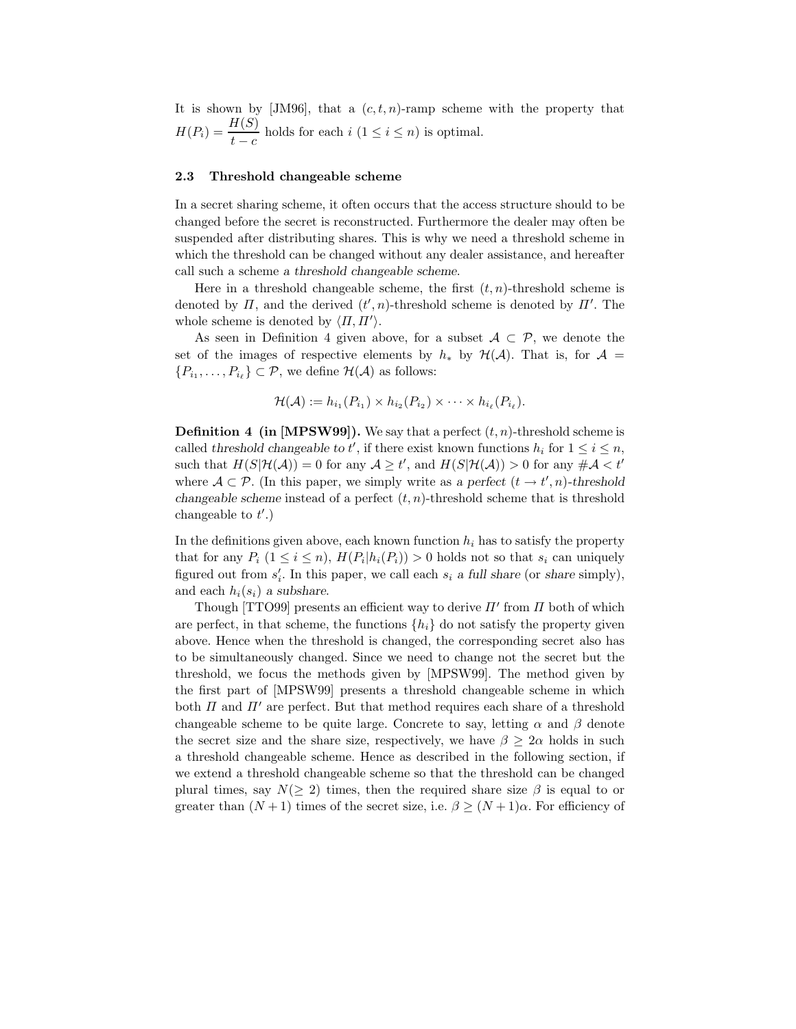It is shown by [JM96], that a $(c, t, n)$-ramp scheme with the property that $H(P_i) = \dfrac{H(S)}{t-c}$ holds for each $i$ $(1 \leq i \leq n)$ is optimal.

### 2.3 Threshold changeable scheme

In a secret sharing scheme, it often occurs that the access structure should to be changed before the secret is reconstructed. Furthermore the dealer may often be suspended after distributing shares. This is why we need a threshold scheme in which the threshold can be changed without any dealer assistance, and hereafter call such a scheme *a threshold changeable scheme*.

Here in a threshold changeable scheme, the first $(t, n)$-threshold scheme is denoted by $\Pi$, and the derived $(t', n)$-threshold scheme is denoted by $\Pi'$. The whole scheme is denoted by $\langle \Pi, \Pi' \rangle$.

As seen in Definition 4 given above, for a subset $\mathcal{A} \subset \mathcal{P}$, we denote the set of the images of respective elements by $h_*$ by $\mathcal{H}(\mathcal{A})$. That is, for $\mathcal{A} = \{P_{i_1}, \ldots, P_{i_\ell}\} \subset \mathcal{P}$, we define $\mathcal{H}(\mathcal{A})$ as follows:

$$\mathcal{H}(\mathcal{A}) := h_{i_1}(P_{i_1}) \times h_{i_2}(P_{i_2}) \times \cdots \times h_{i_\ell}(P_{i_\ell}).$$

**Definition 4 (in [MPSW99]).** We say that a perfect $(t, n)$-threshold scheme is called *threshold changeable to* $t'$, if there exist known functions $h_i$ for $1 \leq i \leq n$, such that $H(S|\mathcal{H}(\mathcal{A})) = 0$ for any $\mathcal{A} \geq t'$, and $H(S|\mathcal{H}(\mathcal{A})) > 0$ for any $\#\mathcal{A} < t'$ where $\mathcal{A} \subset \mathcal{P}$. (In this paper, we simply write as *a perfect* $(t \to t', n)$*-threshold changeable scheme* instead of a perfect $(t, n)$-threshold scheme that is threshold changeable to $t'$.)

In the definitions given above, each known function $h_i$ has to satisfy the property that for any $P_i$ $(1 \leq i \leq n)$, $H(P_i|h_i(P_i)) > 0$ holds not so that $s_i$ can uniquely figured out from $s'_i$. In this paper, we call each $s_i$ *a full share* (or *share* simply), and each $h_i(s_i)$ *a subshare*.

Though [TTO99] presents an efficient way to derive $\Pi'$ from $\Pi$ both of which are perfect, in that scheme, the functions $\{h_i\}$ do not satisfy the property given above. Hence when the threshold is changed, the corresponding secret also has to be simultaneously changed. Since we need to change not the secret but the threshold, we focus the methods given by [MPSW99]. The method given by the first part of [MPSW99] presents a threshold changeable scheme in which both $\Pi$ and $\Pi'$ are perfect. But that method requires each share of a threshold changeable scheme to be quite large. Concrete to say, letting $\alpha$ and $\beta$ denote the secret size and the share size, respectively, we have $\beta \geq 2\alpha$ holds in such a threshold changeable scheme. Hence as described in the following section, if we extend a threshold changeable scheme so that the threshold can be changed plural times, say $N(\geq 2)$ times, then the required share size $\beta$ is equal to or greater than $(N+1)$ times of the secret size, i.e. $\beta \geq (N+1)\alpha$. For efficiency of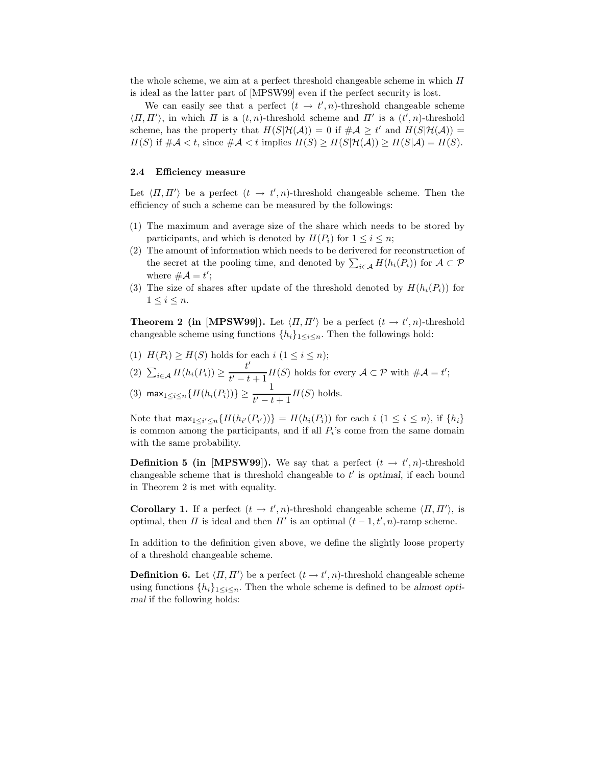the whole scheme, we aim at a perfect threshold changeable scheme in which $\Pi$ is ideal as the latter part of [MPSW99] even if the perfect security is lost.

We can easily see that a perfect $(t \to t', n)$-threshold changeable scheme $\langle \Pi, \Pi' \rangle$, in which $\Pi$ is a $(t, n)$-threshold scheme and $\Pi'$ is a $(t', n)$-threshold scheme, has the property that $H(S|\mathcal{H}(\mathcal{A})) = 0$ if $\#\mathcal{A} \geq t'$ and $H(S|\mathcal{H}(\mathcal{A})) = H(S)$ if $\#\mathcal{A} < t$, since $\#\mathcal{A} < t$ implies $H(S) \geq H(S|\mathcal{H}(\mathcal{A})) \geq H(S|\mathcal{A}) = H(S)$.

### 2.4 Efficiency measure

Let $\langle \Pi, \Pi' \rangle$ be a perfect $(t \to t', n)$-threshold changeable scheme. Then the efficiency of such a scheme can be measured by the followings:

(1) The maximum and average size of the share which needs to be stored by participants, and which is denoted by $H(P_i)$ for $1 \leq i \leq n$;
(2) The amount of information which needs to be derivered for reconstruction of the secret at the pooling time, and denoted by $\sum_{i \in \mathcal{A}} H(h_i(P_i))$ for $\mathcal{A} \subset \mathcal{P}$ where $\#\mathcal{A} = t'$;
(3) The size of shares after update of the threshold denoted by $H(h_i(P_i))$ for $1 \leq i \leq n$.

**Theorem 2 (in [MPSW99]).** Let $\langle \Pi, \Pi' \rangle$ be a perfect $(t \to t', n)$-threshold changeable scheme using functions $\{h_i\}_{1 \leq i \leq n}$. Then the followings hold:

(1) $H(P_i) \geq H(S)$ holds for each $i$ $(1 \leq i \leq n)$;
(2) $\sum_{i \in \mathcal{A}} H(h_i(P_i)) \geq \dfrac{t'}{t' - t + 1} H(S)$ holds for every $\mathcal{A} \subset \mathcal{P}$ with $\#\mathcal{A} = t'$;
(3) $\max_{1 \leq i \leq n}\{H(h_i(P_i))\} \geq \dfrac{1}{t' - t + 1} H(S)$ holds.

Note that $\max_{1 \leq i' \leq n}\{H(h_{i'}(P_{i'}))\} = H(h_i(P_i))$ for each $i$ $(1 \leq i \leq n)$, if $\{h_i\}$ is common among the participants, and if all $P_i$'s come from the same domain with the same probability.

**Definition 5 (in [MPSW99]).** We say that a perfect $(t \to t', n)$-threshold changeable scheme that is threshold changeable to $t'$ is *optimal*, if each bound in Theorem 2 is met with equality.

**Corollary 1.** If a perfect $(t \to t', n)$-threshold changeable scheme $\langle \Pi, \Pi' \rangle$, is optimal, then $\Pi$ is ideal and then $\Pi'$ is an optimal $(t - 1, t', n)$-ramp scheme.

In addition to the definition given above, we define the slightly loose property of a threshold changeable scheme.

**Definition 6.** Let $\langle \Pi, \Pi' \rangle$ be a perfect $(t \to t', n)$-threshold changeable scheme using functions $\{h_i\}_{1 \leq i \leq n}$. Then the whole scheme is defined to be *almost optimal* if the following holds: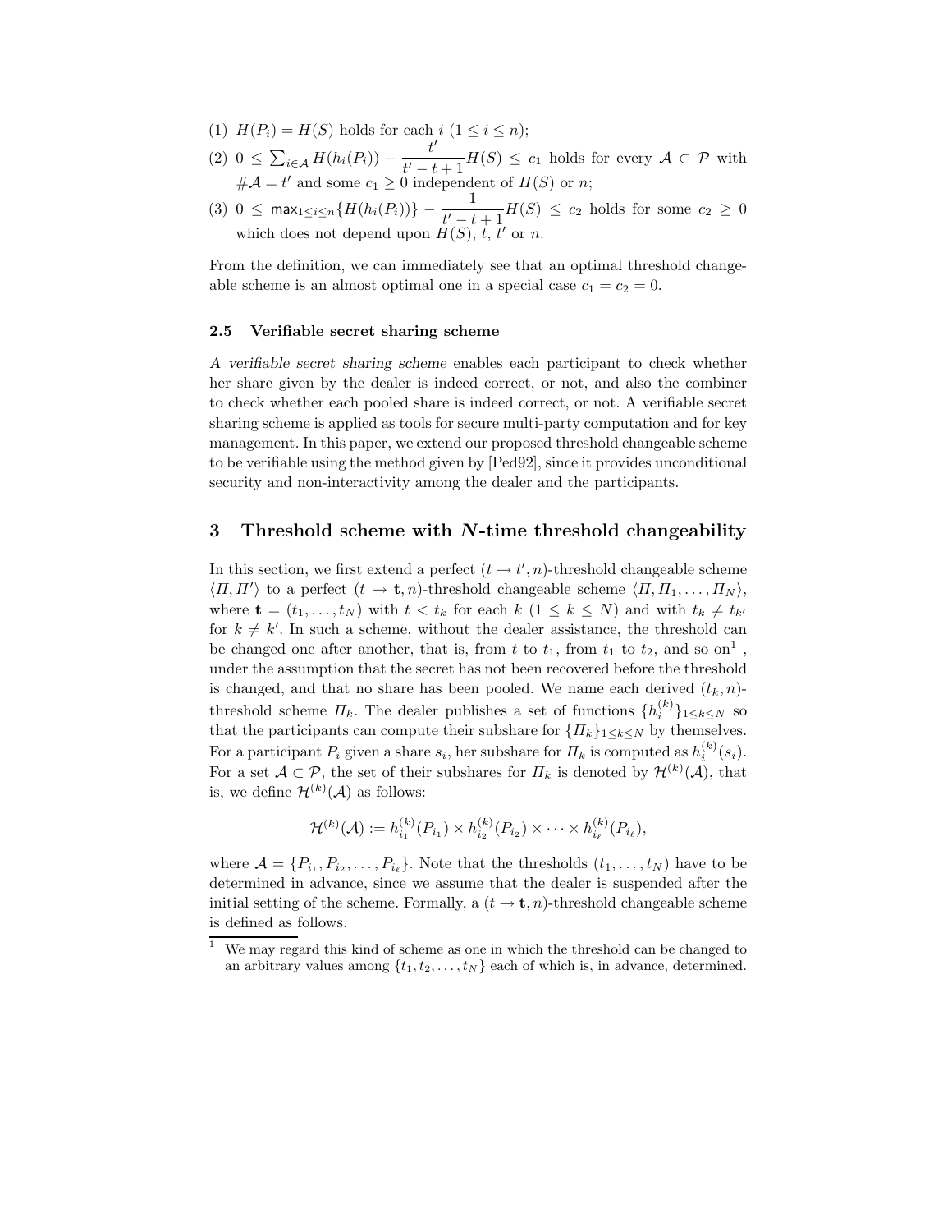(1) $H(P_i) = H(S)$ holds for each $i$ $(1 \leq i \leq n)$;

(2) $0 \leq \sum_{i \in \mathcal{A}} H(h_i(P_i)) - \dfrac{t'}{t'-t+1} H(S) \leq c_1$ holds for every $\mathcal{A} \subset \mathcal{P}$ with $\#\mathcal{A} = t'$ and some $c_1 \geq 0$ independent of $H(S)$ or $n$;

(3) $0 \leq \mathsf{max}_{1 \leq i \leq n}\{H(h_i(P_i))\} - \dfrac{1}{t'-t+1} H(S) \leq c_2$ holds for some $c_2 \geq 0$ which does not depend upon $H(S)$, $t$, $t'$ or $n$.

From the definition, we can immediately see that an optimal threshold changeable scheme is an almost optimal one in a special case $c_1 = c_2 = 0$.

### 2.5 Verifiable secret sharing scheme

*A verifiable secret sharing scheme* enables each participant to check whether her share given by the dealer is indeed correct, or not, and also the combiner to check whether each pooled share is indeed correct, or not. A verifiable secret sharing scheme is applied as tools for secure multi-party computation and for key management. In this paper, we extend our proposed threshold changeable scheme to be verifiable using the method given by [Ped92], since it provides unconditional security and non-interactivity among the dealer and the participants.

## 3 Threshold scheme with $N$-time threshold changeability

In this section, we first extend a perfect $(t \to t', n)$-threshold changeable scheme $\langle \Pi, \Pi' \rangle$ to a perfect $(t \to \mathbf{t}, n)$-threshold changeable scheme $\langle \Pi, \Pi_1, \ldots, \Pi_N \rangle$, where $\mathbf{t} = (t_1, \ldots, t_N)$ with $t < t_k$ for each $k$ $(1 \leq k \leq N)$ and with $t_k \neq t_{k'}$ for $k \neq k'$. In such a scheme, without the dealer assistance, the threshold can be changed one after another, that is, from $t$ to $t_1$, from $t_1$ to $t_2$, and so on[1], under the assumption that the secret has not been recovered before the threshold is changed, and that no share has been pooled. We name each derived $(t_k, n)$-threshold scheme $\Pi_k$. The dealer publishes a set of functions $\{h_i^{(k)}\}_{1 \leq k \leq N}$ so that the participants can compute their subshare for $\{\Pi_k\}_{1 \leq k \leq N}$ by themselves. For a participant $P_i$ given a share $s_i$, her subshare for $\Pi_k$ is computed as $h_i^{(k)}(s_i)$. For a set $\mathcal{A} \subset \mathcal{P}$, the set of their subshares for $\Pi_k$ is denoted by $\mathcal{H}^{(k)}(\mathcal{A})$, that is, we define $\mathcal{H}^{(k)}(\mathcal{A})$ as follows:

$$\mathcal{H}^{(k)}(\mathcal{A}) := h_{i_1}^{(k)}(P_{i_1}) \times h_{i_2}^{(k)}(P_{i_2}) \times \cdots \times h_{i_\ell}^{(k)}(P_{i_\ell}),$$

where $\mathcal{A} = \{P_{i_1}, P_{i_2}, \ldots, P_{i_\ell}\}$. Note that the thresholds $(t_1, \ldots, t_N)$ have to be determined in advance, since we assume that the dealer is suspended after the initial setting of the scheme. Formally, a $(t \to \mathbf{t}, n)$-threshold changeable scheme is defined as follows.

[1] We may regard this kind of scheme as one in which the threshold can be changed to an arbitrary values among $\{t_1, t_2, \ldots, t_N\}$ each of which is, in advance, determined.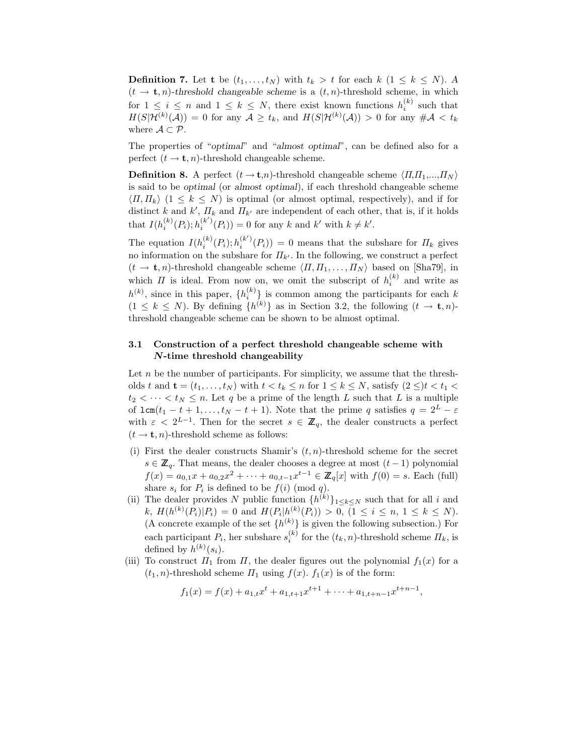**Definition 7.** Let $\mathbf{t}$ be $(t_1, \ldots, t_N)$ with $t_k > t$ for each $k$ $(1 \leq k \leq N)$. A $(t \to \mathbf{t}, n)$-*threshold changeable scheme* is a $(t, n)$-threshold scheme, in which for $1 \leq i \leq n$ and $1 \leq k \leq N$, there exist known functions $h_i^{(k)}$ such that $H(S|\mathcal{H}^{(k)}(\mathcal{A})) = 0$ for any $\mathcal{A} \geq t_k$, and $H(S|\mathcal{H}^{(k)}(\mathcal{A})) > 0$ for any $\#\mathcal{A} < t_k$ where $\mathcal{A} \subset \mathcal{P}$.

The properties of "*optimal*" and "*almost optimal*", can be defined also for a perfect $(t \to \mathbf{t}, n)$-threshold changeable scheme.

**Definition 8.** A perfect $(t \to \mathbf{t}, n)$-threshold changeable scheme $\langle \Pi, \Pi_1, ..., \Pi_N \rangle$ is said to be *optimal* (or *almost optimal*), if each threshold changeable scheme $\langle \Pi, \Pi_k \rangle$ $(1 \leq k \leq N)$ is optimal (or almost optimal, respectively), and if for distinct $k$ and $k'$, $\Pi_k$ and $\Pi_{k'}$ are independent of each other, that is, if it holds that $I(h_i^{(k)}(P_i); h_i^{(k')}(P_i)) = 0$ for any $k$ and $k'$ with $k \neq k'$.

The equation $I(h_i^{(k)}(P_i); h_i^{(k')}(P_i)) = 0$ means that the subshare for $\Pi_k$ gives no information on the subshare for $\Pi_{k'}$. In the following, we construct a perfect $(t \to \mathbf{t}, n)$-threshold changeable scheme $\langle \Pi, \Pi_1, \ldots, \Pi_N \rangle$ based on [Sha79], in which $\Pi$ is ideal. From now on, we omit the subscript of $h_i^{(k)}$ and write as $h^{(k)}$, since in this paper, $\{h_i^{(k)}\}$ is common among the participants for each $k$ $(1 \leq k \leq N)$. By defining $\{h^{(k)}\}$ as in Section 3.2, the following $(t \to \mathbf{t}, n)$-threshold changeable scheme can be shown to be almost optimal.

### 3.1 Construction of a perfect threshold changeable scheme with $N$-time threshold changeability

Let $n$ be the number of participants. For simplicity, we assume that the thresholds $t$ and $\mathbf{t} = (t_1, \ldots, t_N)$ with $t < t_k \leq n$ for $1 \leq k \leq N$, satisfy $(2 \leq) t < t_1 < t_2 < \cdots < t_N \leq n$. Let $q$ be a prime of the length $L$ such that $L$ is a multiple of $\mathtt{lcm}(t_1 - t + 1, \ldots, t_N - t + 1)$. Note that the prime $q$ satisfies $q = 2^L - \varepsilon$ with $\varepsilon < 2^{L-1}$. Then for the secret $s \in \mathbb{Z}_q$, the dealer constructs a perfect $(t \to \mathbf{t}, n)$-threshold scheme as follows:

(i) First the dealer constructs Shamir's $(t, n)$-threshold scheme for the secret $s \in \mathbb{Z}_q$. That means, the dealer chooses a degree at most $(t-1)$ polynomial $f(x) = a_{0,1}x + a_{0,2}x^2 + \cdots + a_{0,t-1}x^{t-1} \in \mathbb{Z}_q[x]$ with $f(0) = s$. Each (full) share $s_i$ for $P_i$ is defined to be $f(i) \pmod q$.

(ii) The dealer provides $N$ public function $\{h^{(k)}\}_{1 \leq k \leq N}$ such that for all $i$ and $k$, $H(h^{(k)}(P_i)|P_i) = 0$ and $H(P_i|h^{(k)}(P_i)) > 0$, $(1 \leq i \leq n,\ 1 \leq k \leq N)$. (A concrete example of the set $\{h^{(k)}\}$ is given the following subsection.) For each participant $P_i$, her subshare $s_i^{(k)}$ for the $(t_k, n)$-threshold scheme $\Pi_k$, is defined by $h^{(k)}(s_i)$.

(iii) To construct $\Pi_1$ from $\Pi$, the dealer figures out the polynomial $f_1(x)$ for a $(t_1, n)$-threshold scheme $\Pi_1$ using $f(x)$. $f_1(x)$ is of the form:

$$f_1(x) = f(x) + a_{1,t}x^t + a_{1,t+1}x^{t+1} + \cdots + a_{1,t+n-1}x^{t+n-1},$$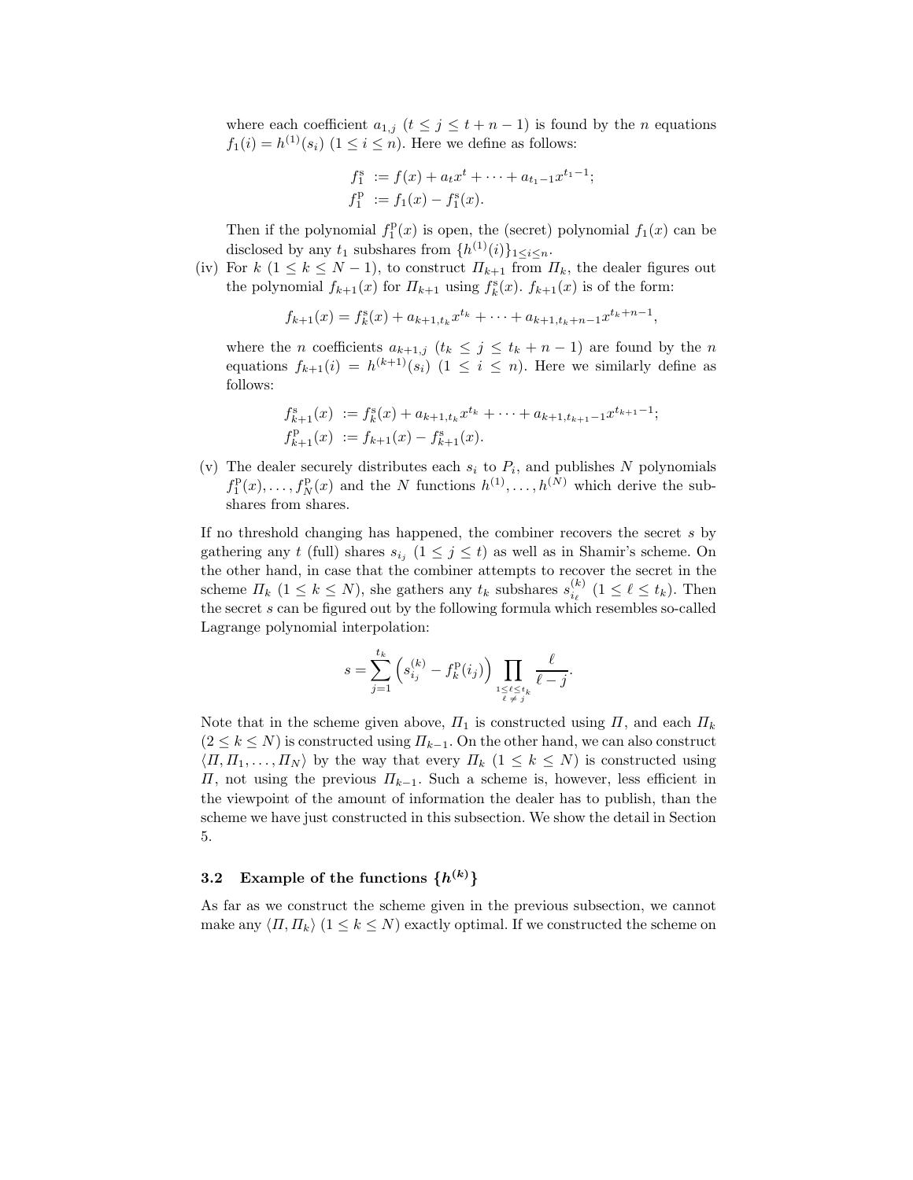where each coefficient $a_{1,j}$ $(t \leq j \leq t+n-1)$ is found by the $n$ equations $f_1(i) = h^{(1)}(s_i)$ $(1 \leq i \leq n)$. Here we define as follows:

$$f_1^{\mathrm{s}} := f(x) + a_t x^t + \cdots + a_{t_1-1} x^{t_1-1};$$
$$f_1^{\mathrm{p}} := f_1(x) - f_1^{\mathrm{s}}(x).$$

Then if the polynomial $f_1^{\mathrm{p}}(x)$ is open, the (secret) polynomial $f_1(x)$ can be disclosed by any $t_1$ subshares from $\{h^{(1)}(i)\}_{1 \leq i \leq n}$.

(iv) For $k$ $(1 \leq k \leq N-1)$, to construct $\Pi_{k+1}$ from $\Pi_k$, the dealer figures out the polynomial $f_{k+1}(x)$ for $\Pi_{k+1}$ using $f_k^{\mathrm{s}}(x)$. $f_{k+1}(x)$ is of the form:

$$f_{k+1}(x) = f_k^{\mathrm{s}}(x) + a_{k+1,t_k} x^{t_k} + \cdots + a_{k+1,t_k+n-1} x^{t_k+n-1},$$

where the $n$ coefficients $a_{k+1,j}$ $(t_k \leq j \leq t_k+n-1)$ are found by the $n$ equations $f_{k+1}(i) = h^{(k+1)}(s_i)$ $(1 \leq i \leq n)$. Here we similarly define as follows:

$$f_{k+1}^{\mathrm{s}}(x) := f_k^{\mathrm{s}}(x) + a_{k+1,t_k} x^{t_k} + \cdots + a_{k+1,t_{k+1}-1} x^{t_{k+1}-1};$$
$$f_{k+1}^{\mathrm{p}}(x) := f_{k+1}(x) - f_{k+1}^{\mathrm{s}}(x).$$

(v) The dealer securely distributes each $s_i$ to $P_i$, and publishes $N$ polynomials $f_1^{\mathrm{p}}(x), \ldots, f_N^{\mathrm{p}}(x)$ and the $N$ functions $h^{(1)}, \ldots, h^{(N)}$ which derive the subshares from shares.

If no threshold changing has happened, the combiner recovers the secret $s$ by gathering any $t$ (full) shares $s_{i_j}$ $(1 \leq j \leq t)$ as well as in Shamir's scheme. On the other hand, in case that the combiner attempts to recover the secret in the scheme $\Pi_k$ $(1 \leq k \leq N)$, she gathers any $t_k$ subshares $s_{i_\ell}^{(k)}$ $(1 \leq \ell \leq t_k)$. Then the secret $s$ can be figured out by the following formula which resembles so-called Lagrange polynomial interpolation:

$$s = \sum_{j=1}^{t_k} \left( s_{i_j}^{(k)} - f_k^{\mathrm{p}}(i_j) \right) \prod_{\substack{1 \leq \ell \leq t_k \\ \ell \neq j}} \frac{\ell}{\ell - j}.$$

Note that in the scheme given above, $\Pi_1$ is constructed using $\Pi$, and each $\Pi_k$ $(2 \leq k \leq N)$ is constructed using $\Pi_{k-1}$. On the other hand, we can also construct $\langle \Pi, \Pi_1, \ldots, \Pi_N \rangle$ by the way that every $\Pi_k$ $(1 \leq k \leq N)$ is constructed using $\Pi$, not using the previous $\Pi_{k-1}$. Such a scheme is, however, less efficient in the viewpoint of the amount of information the dealer has to publish, than the scheme we have just constructed in this subsection. We show the detail in Section 5.

### 3.2 Example of the functions $\{h^{(k)}\}$

As far as we construct the scheme given in the previous subsection, we cannot make any $\langle \Pi, \Pi_k \rangle$ $(1 \leq k \leq N)$ exactly optimal. If we constructed the scheme on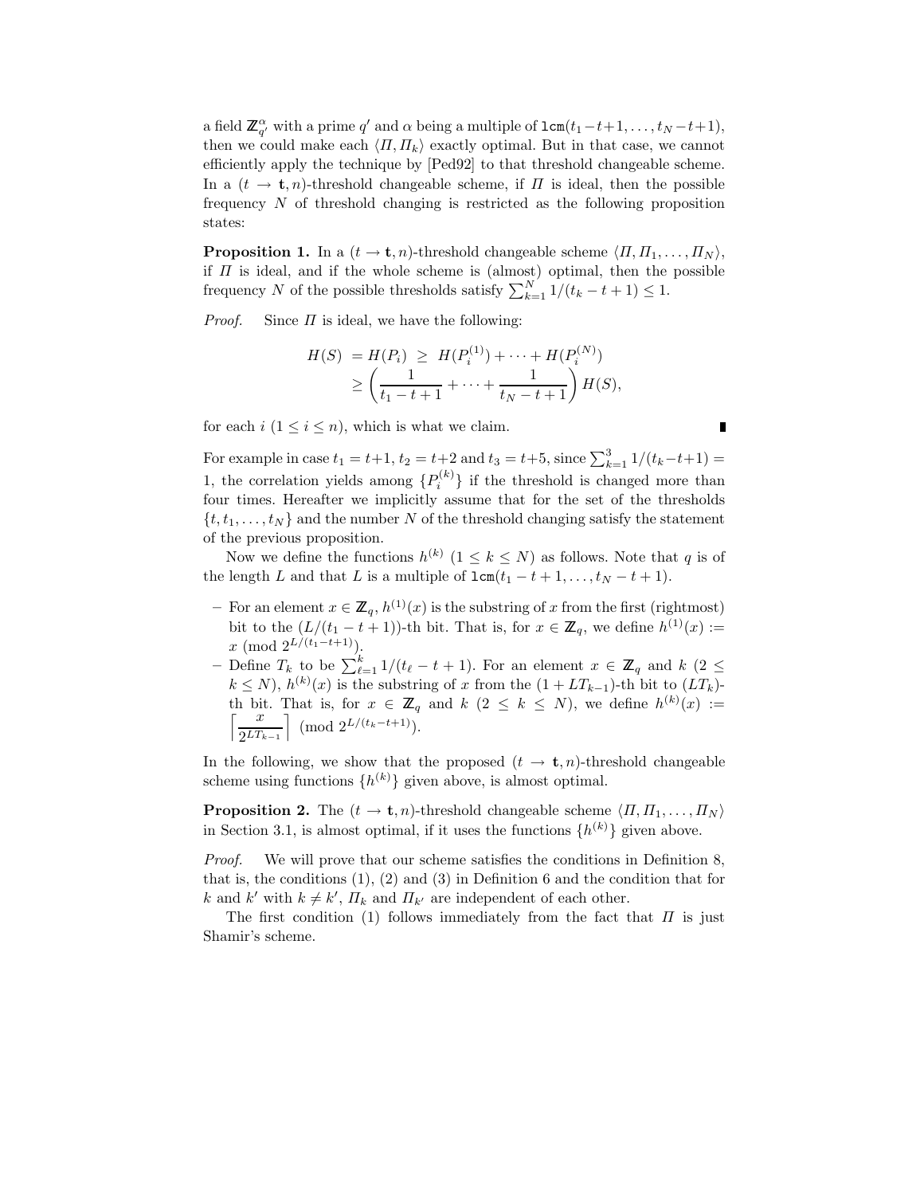a field $\mathbb{Z}_{q'}^{\alpha}$ with a prime $q'$ and $\alpha$ being a multiple of $\mathtt{lcm}(t_1-t+1,\ldots,t_N-t+1)$, then we could make each $\langle \Pi, \Pi_k \rangle$ exactly optimal. But in that case, we cannot efficiently apply the technique by [Ped92] to that threshold changeable scheme. In a $(t \to \mathbf{t}, n)$-threshold changeable scheme, if $\Pi$ is ideal, then the possible frequency $N$ of threshold changing is restricted as the following proposition states:

**Proposition 1.** In a $(t \to \mathbf{t}, n)$-threshold changeable scheme $\langle \Pi, \Pi_1, \ldots, \Pi_N \rangle$, if $\Pi$ is ideal, and if the whole scheme is (almost) optimal, then the possible frequency $N$ of the possible thresholds satisfy $\sum_{k=1}^{N} 1/(t_k - t + 1) \leq 1$.

*Proof.* Since $\Pi$ is ideal, we have the following:

$$
\begin{aligned}
H(S) &= H(P_i) \;\geq\; H(P_i^{(1)}) + \cdots + H(P_i^{(N)}) \\
&\geq \left( \frac{1}{t_1 - t + 1} + \cdots + \frac{1}{t_N - t + 1} \right) H(S),
\end{aligned}
$$

for each $i$ ($1 \leq i \leq n$), which is what we claim. ∎

For example in case $t_1 = t+1$, $t_2 = t+2$ and $t_3 = t+5$, since $\sum_{k=1}^{3} 1/(t_k - t+1) = 1$, the correlation yields among $\{P_i^{(k)}\}$ if the threshold is changed more than four times. Hereafter we implicitly assume that for the set of the thresholds $\{t, t_1, \ldots, t_N\}$ and the number $N$ of the threshold changing satisfy the statement of the previous proposition.

Now we define the functions $h^{(k)}$ ($1 \leq k \leq N$) as follows. Note that $q$ is of the length $L$ and that $L$ is a multiple of $\mathtt{lcm}(t_1 - t + 1, \ldots, t_N - t + 1)$.

- For an element $x \in \mathbb{Z}_q$, $h^{(1)}(x)$ is the substring of $x$ from the first (rightmost) bit to the $(L/(t_1 - t + 1))$-th bit. That is, for $x \in \mathbb{Z}_q$, we define $h^{(1)}(x) := x \pmod{2^{L/(t_1 - t+1)}}$.
- Define $T_k$ to be $\sum_{\ell=1}^{k} 1/(t_\ell - t + 1)$. For an element $x \in \mathbb{Z}_q$ and $k$ ($2 \leq k \leq N$), $h^{(k)}(x)$ is the substring of $x$ from the $(1 + LT_{k-1})$-th bit to $(LT_k)$-th bit. That is, for $x \in \mathbb{Z}_q$ and $k$ ($2 \leq k \leq N$), we define $h^{(k)}(x) := \left\lceil \frac{x}{2^{LT_{k-1}}} \right\rceil \pmod{2^{L/(t_k - t+1)}}$.

In the following, we show that the proposed $(t \to \mathbf{t}, n)$-threshold changeable scheme using functions $\{h^{(k)}\}$ given above, is almost optimal.

**Proposition 2.** The $(t \to \mathbf{t}, n)$-threshold changeable scheme $\langle \Pi, \Pi_1, \ldots, \Pi_N \rangle$ in Section 3.1, is almost optimal, if it uses the functions $\{h^{(k)}\}$ given above.

*Proof.* We will prove that our scheme satisfies the conditions in Definition 8, that is, the conditions (1), (2) and (3) in Definition 6 and the condition that for $k$ and $k'$ with $k \neq k'$, $\Pi_k$ and $\Pi_{k'}$ are independent of each other.

The first condition (1) follows immediately from the fact that $\Pi$ is just Shamir's scheme.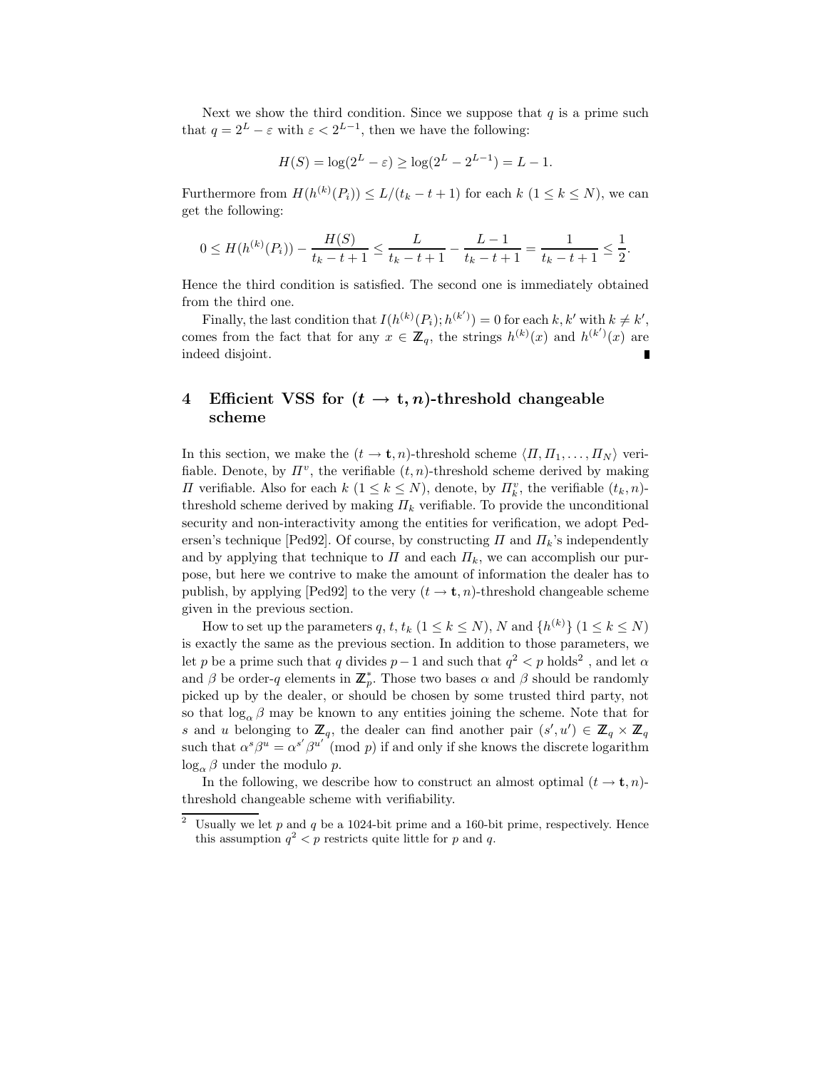Next we show the third condition. Since we suppose that $q$ is a prime such that $q = 2^L - \varepsilon$ with $\varepsilon < 2^{L-1}$, then we have the following:

$$H(S) = \log(2^L - \varepsilon) \geq \log(2^L - 2^{L-1}) = L - 1.$$

Furthermore from $H(h^{(k)}(P_i)) \leq L/(t_k - t + 1)$ for each $k$ $(1 \leq k \leq N)$, we can get the following:

$$0 \leq H(h^{(k)}(P_i)) - \frac{H(S)}{t_k - t + 1} \leq \frac{L}{t_k - t + 1} - \frac{L-1}{t_k - t + 1} = \frac{1}{t_k - t + 1} \leq \frac{1}{2}.$$

Hence the third condition is satisfied. The second one is immediately obtained from the third one.

Finally, the last condition that $I(h^{(k)}(P_i); h^{(k')}) = 0$ for each $k, k'$ with $k \neq k'$, comes from the fact that for any $x \in \mathbb{Z}_q$, the strings $h^{(k)}(x)$ and $h^{(k')}(x)$ are indeed disjoint. ∎

## 4 Efficient VSS for $(t \to \mathbf{t}, n)$-threshold changeable scheme

In this section, we make the $(t \to \mathbf{t}, n)$-threshold scheme $\langle \Pi, \Pi_1, \ldots, \Pi_N \rangle$ verifiable. Denote, by $\Pi^v$, the verifiable $(t, n)$-threshold scheme derived by making $\Pi$ verifiable. Also for each $k$ $(1 \leq k \leq N)$, denote, by $\Pi_k^v$, the verifiable $(t_k, n)$-threshold scheme derived by making $\Pi_k$ verifiable. To provide the unconditional security and non-interactivity among the entities for verification, we adopt Pedersen's technique [Ped92]. Of course, by constructing $\Pi$ and $\Pi_k$'s independently and by applying that technique to $\Pi$ and each $\Pi_k$, we can accomplish our purpose, but here we contrive to make the amount of information the dealer has to publish, by applying [Ped92] to the very $(t \to \mathbf{t}, n)$-threshold changeable scheme given in the previous section.

How to set up the parameters $q, t, t_k$ $(1 \leq k \leq N)$, $N$ and $\{h^{(k)}\}$ $(1 \leq k \leq N)$ is exactly the same as the previous section. In addition to those parameters, we let $p$ be a prime such that $q$ divides $p - 1$ and such that $q^2 < p$ holds[2] , and let $\alpha$ and $\beta$ be order-$q$ elements in $\mathbb{Z}_p^*$. Those two bases $\alpha$ and $\beta$ should be randomly picked up by the dealer, or should be chosen by some trusted third party, not so that $\log_\alpha \beta$ may be known to any entities joining the scheme. Note that for $s$ and $u$ belonging to $\mathbb{Z}_q$, the dealer can find another pair $(s', u') \in \mathbb{Z}_q \times \mathbb{Z}_q$ such that $\alpha^s \beta^u = \alpha^{s'} \beta^{u'} \pmod{p}$ if and only if she knows the discrete logarithm $\log_\alpha \beta$ under the modulo $p$.

In the following, we describe how to construct an almost optimal $(t \to \mathbf{t}, n)$-threshold changeable scheme with verifiability.

---

[2] Usually we let $p$ and $q$ be a 1024-bit prime and a 160-bit prime, respectively. Hence this assumption $q^2 < p$ restricts quite little for $p$ and $q$.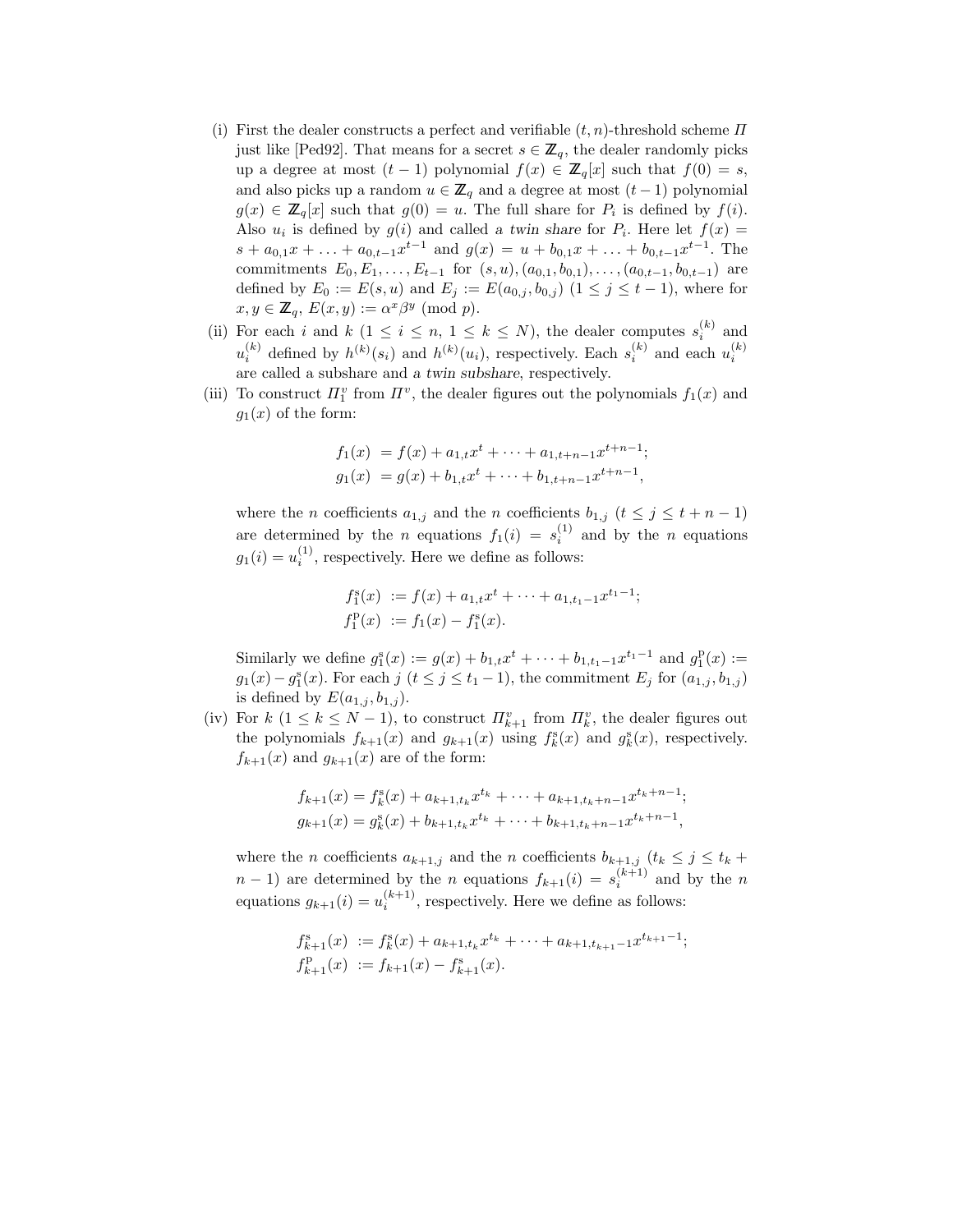(i) First the dealer constructs a perfect and verifiable $(t, n)$-threshold scheme $\Pi$ just like [Ped92]. That means for a secret $s \in \mathbb{Z}_q$, the dealer randomly picks up a degree at most $(t-1)$ polynomial $f(x) \in \mathbb{Z}_q[x]$ such that $f(0) = s$, and also picks up a random $u \in \mathbb{Z}_q$ and a degree at most $(t-1)$ polynomial $g(x) \in \mathbb{Z}_q[x]$ such that $g(0) = u$. The full share for $P_i$ is defined by $f(i)$. Also $u_i$ is defined by $g(i)$ and called *a twin share* for $P_i$. Here let $f(x) = s + a_{0,1}x + \ldots + a_{0,t-1}x^{t-1}$ and $g(x) = u + b_{0,1}x + \ldots + b_{0,t-1}x^{t-1}$. The commitments $E_0, E_1, \ldots, E_{t-1}$ for $(s, u), (a_{0,1}, b_{0,1}), \ldots, (a_{0,t-1}, b_{0,t-1})$ are defined by $E_0 := E(s, u)$ and $E_j := E(a_{0,j}, b_{0,j})$ $(1 \leq j \leq t-1)$, where for $x, y \in \mathbb{Z}_q$, $E(x, y) := \alpha^x \beta^y \pmod{p}$.

(ii) For each $i$ and $k$ $(1 \leq i \leq n,\ 1 \leq k \leq N)$, the dealer computes $s_i^{(k)}$ and $u_i^{(k)}$ defined by $h^{(k)}(s_i)$ and $h^{(k)}(u_i)$, respectively. Each $s_i^{(k)}$ and each $u_i^{(k)}$ are called a subshare and *a twin subshare*, respectively.

(iii) To construct $\Pi_1^v$ from $\Pi^v$, the dealer figures out the polynomials $f_1(x)$ and $g_1(x)$ of the form:

$$
\begin{aligned}
f_1(x) &= f(x) + a_{1,t}x^t + \cdots + a_{1,t+n-1}x^{t+n-1};\\
g_1(x) &= g(x) + b_{1,t}x^t + \cdots + b_{1,t+n-1}x^{t+n-1},
\end{aligned}
$$

where the $n$ coefficients $a_{1,j}$ and the $n$ coefficients $b_{1,j}$ $(t \leq j \leq t+n-1)$ are determined by the $n$ equations $f_1(i) = s_i^{(1)}$ and by the $n$ equations $g_1(i) = u_i^{(1)}$, respectively. Here we define as follows:

$$
\begin{aligned}
f_1^{\mathrm{s}}(x) &:= f(x) + a_{1,t}x^t + \cdots + a_{1,t_1-1}x^{t_1-1};\\
f_1^{\mathrm{p}}(x) &:= f_1(x) - f_1^{\mathrm{s}}(x).
\end{aligned}
$$

Similarly we define $g_1^{\mathrm{s}}(x) := g(x) + b_{1,t}x^t + \cdots + b_{1,t_1-1}x^{t_1-1}$ and $g_1^{\mathrm{p}}(x) := g_1(x) - g_1^{\mathrm{s}}(x)$. For each $j$ $(t \leq j \leq t_1 - 1)$, the commitment $E_j$ for $(a_{1,j}, b_{1,j})$ is defined by $E(a_{1,j}, b_{1,j})$.

(iv) For $k$ $(1 \leq k \leq N-1)$, to construct $\Pi_{k+1}^v$ from $\Pi_k^v$, the dealer figures out the polynomials $f_{k+1}(x)$ and $g_{k+1}(x)$ using $f_k^{\mathrm{s}}(x)$ and $g_k^{\mathrm{s}}(x)$, respectively. $f_{k+1}(x)$ and $g_{k+1}(x)$ are of the form:

$$
\begin{aligned}
f_{k+1}(x) &= f_k^{\mathrm{s}}(x) + a_{k+1,t_k}x^{t_k} + \cdots + a_{k+1,t_k+n-1}x^{t_k+n-1};\\
g_{k+1}(x) &= g_k^{\mathrm{s}}(x) + b_{k+1,t_k}x^{t_k} + \cdots + b_{k+1,t_k+n-1}x^{t_k+n-1},
\end{aligned}
$$

where the $n$ coefficients $a_{k+1,j}$ and the $n$ coefficients $b_{k+1,j}$ $(t_k \leq j \leq t_k + n - 1)$ are determined by the $n$ equations $f_{k+1}(i) = s_i^{(k+1)}$ and by the $n$ equations $g_{k+1}(i) = u_i^{(k+1)}$, respectively. Here we define as follows:

$$
\begin{aligned}
f_{k+1}^{\mathrm{s}}(x) &:= f_k^{\mathrm{s}}(x) + a_{k+1,t_k}x^{t_k} + \cdots + a_{k+1,t_{k+1}-1}x^{t_{k+1}-1};\\
f_{k+1}^{\mathrm{p}}(x) &:= f_{k+1}(x) - f_{k+1}^{\mathrm{s}}(x).
\end{aligned}
$$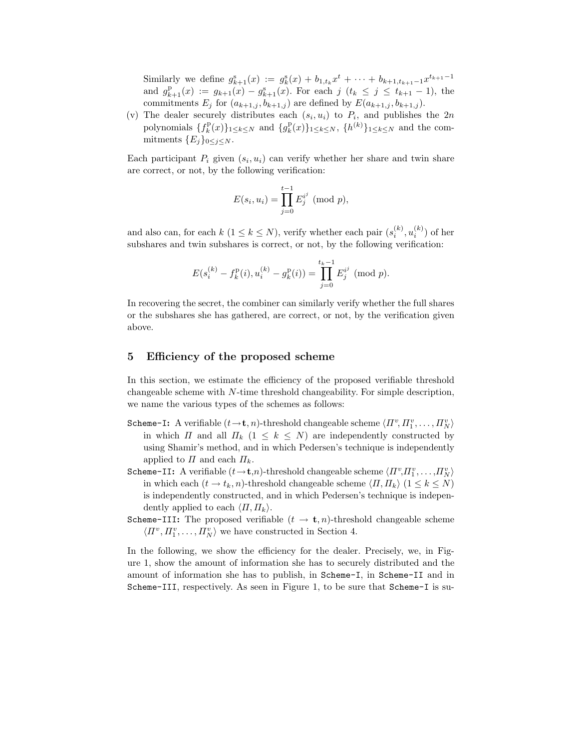Similarly we define $g^{\mathrm{s}}_{k+1}(x) := g^{\mathrm{s}}_{k}(x) + b_{1,t_k}x^t + \cdots + b_{k+1,t_{k+1}-1}x^{t_{k+1}-1}$ and $g^{\mathrm{p}}_{k+1}(x) := g_{k+1}(x) - g^{\mathrm{s}}_{k+1}(x)$. For each $j$ $(t_k \leq j \leq t_{k+1} - 1)$, the commitments $E_j$ for $(a_{k+1,j}, b_{k+1,j})$ are defined by $E(a_{k+1,j}, b_{k+1,j})$.

(v) The dealer securely distributes each $(s_i, u_i)$ to $P_i$, and publishes the $2n$ polynomials $\{f^{\mathrm{p}}_k(x)\}_{1 \leq k \leq N}$ and $\{g^{\mathrm{p}}_k(x)\}_{1 \leq k \leq N}$, $\{h^{(k)}\}_{1 \leq k \leq N}$ and the commitments $\{E_j\}_{0 \leq j \leq N}$.

Each participant $P_i$ given $(s_i, u_i)$ can verify whether her share and twin share are correct, or not, by the following verification:

$$E(s_i, u_i) = \prod_{j=0}^{t-1} E_j^{i^j} \pmod{p},$$

and also can, for each $k$ $(1 \leq k \leq N)$, verify whether each pair $(s_i^{(k)}, u_i^{(k)})$ of her subshares and twin subshares is correct, or not, by the following verification:

$$E(s_i^{(k)} - f^{\mathrm{p}}_k(i), u_i^{(k)} - g^{\mathrm{p}}_k(i)) = \prod_{j=0}^{t_k-1} E_j^{i^j} \pmod{p}.$$

In recovering the secret, the combiner can similarly verify whether the full shares or the subshares she has gathered, are correct, or not, by the verification given above.

## 5 Efficiency of the proposed scheme

In this section, we estimate the efficiency of the proposed verifiable threshold changeable scheme with $N$-time threshold changeability. For simple description, we name the various types of the schemes as follows:

`Scheme-I`: A verifiable $(t \to \mathbf{t}, n)$-threshold changeable scheme $\langle \Pi^v, \Pi_1^v, \ldots, \Pi_N^v \rangle$ in which $\Pi$ and all $\Pi_k$ $(1 \leq k \leq N)$ are independently constructed by using Shamir's method, and in which Pedersen's technique is independently applied to $\Pi$ and each $\Pi_k$.

`Scheme-II`: A verifiable $(t \to \mathbf{t}, n)$-threshold changeable scheme $\langle \Pi^v, \Pi_1^v, \ldots, \Pi_N^v \rangle$ in which each $(t \to t_k, n)$-threshold changeable scheme $\langle \Pi, \Pi_k \rangle$ $(1 \leq k \leq N)$ is independently constructed, and in which Pedersen's technique is independently applied to each $\langle \Pi, \Pi_k \rangle$.

`Scheme-III`: The proposed verifiable $(t \to \mathbf{t}, n)$-threshold changeable scheme $\langle \Pi^v, \Pi_1^v, \ldots, \Pi_N^v \rangle$ we have constructed in Section 4.

In the following, we show the efficiency for the dealer. Precisely, we, in Figure 1, show the amount of information she has to securely distributed and the amount of information she has to publish, in `Scheme-I`, in `Scheme-II` and in `Scheme-III`, respectively. As seen in Figure 1, to be sure that `Scheme-I` is su-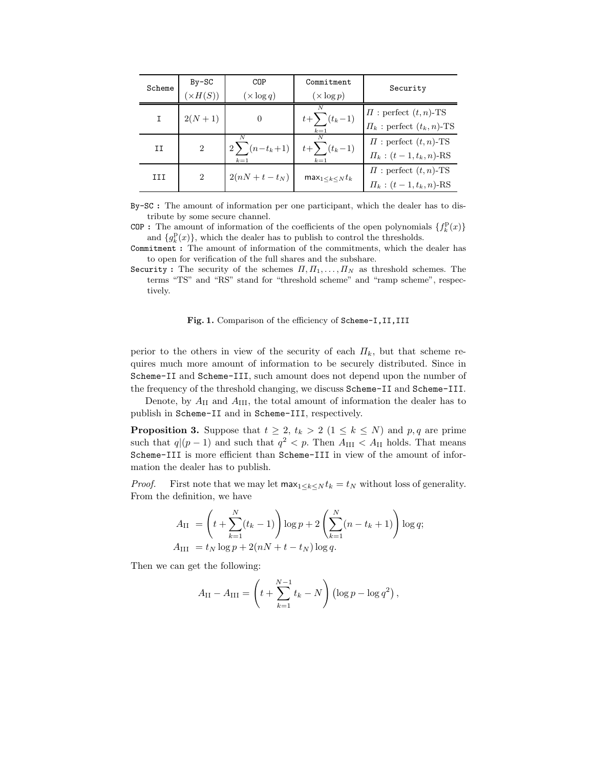| Scheme | By-SC ($\times H(S)$) | COP ($\times \log q$) | Commitment ($\times \log p$) | Security |
|---|---|---|---|---|
| I | $2(N+1)$ | $0$ | $t+\sum_{k=1}^{N}(t_k-1)$ | $\Pi$ : perfect $(t,n)$-TS <br> $\Pi_k$ : perfect $(t_k,n)$-TS |
| II | $2$ | $2\sum_{k=1}^{N}(n-t_k+1)$ | $t+\sum_{k=1}^{N}(t_k-1)$ | $\Pi$ : perfect $(t,n)$-TS <br> $\Pi_k$ : $(t-1,t_k,n)$-RS |
| III | $2$ | $2(nN+t-t_N)$ | $\max_{1\le k\le N} t_k$ | $\Pi$ : perfect $(t,n)$-TS <br> $\Pi_k$ : $(t-1,t_k,n)$-RS |

`By-SC` : The amount of information per one participant, which the dealer has to distribute by some secure channel.

`COP` : The amount of information of the coefficients of the open polynomials $\{f_k^{\mathrm{p}}(x)\}$ and $\{g_k^{\mathrm{p}}(x)\}$, which the dealer has to publish to control the thresholds.

`Commitment` : The amount of information of the commitments, which the dealer has to open for verification of the full shares and the subshare.

`Security` : The security of the schemes $\Pi, \Pi_1, \ldots, \Pi_N$ as threshold schemes. The terms "TS" and "RS" stand for "threshold scheme" and "ramp scheme", respectively.

**Fig. 1.** Comparison of the efficiency of `Scheme-I,II,III`

perior to the others in view of the security of each $\Pi_k$, but that scheme requires much more amount of information to be securely distributed. Since in `Scheme-II` and `Scheme-III`, such amount does not depend upon the number of the frequency of the threshold changing, we discuss `Scheme-II` and `Scheme-III`.

Denote, by $A_{\mathrm{II}}$ and $A_{\mathrm{III}}$, the total amount of information the dealer has to publish in `Scheme-II` and in `Scheme-III`, respectively.

**Proposition 3.** Suppose that $t \geq 2$, $t_k > 2$ $(1 \leq k \leq N)$ and $p, q$ are prime such that $q|(p-1)$ and such that $q^2 < p$. Then $A_{\mathrm{III}} < A_{\mathrm{II}}$ holds. That means `Scheme-III` is more efficient than `Scheme-III` in view of the amount of information the dealer has to publish.

*Proof.* First note that we may let $\max_{1\le k\le N} t_k = t_N$ without loss of generality. From the definition, we have

$$
\begin{aligned}
A_{\mathrm{II}} &= \left(t + \sum_{k=1}^{N}(t_k - 1)\right)\log p + 2\left(\sum_{k=1}^{N}(n - t_k + 1)\right)\log q; \\
A_{\mathrm{III}} &= t_N \log p + 2(nN + t - t_N)\log q.
\end{aligned}
$$

Then we can get the following:

$$
A_{\mathrm{II}} - A_{\mathrm{III}} = \left(t + \sum_{k=1}^{N-1} t_k - N\right)\left(\log p - \log q^2\right),
$$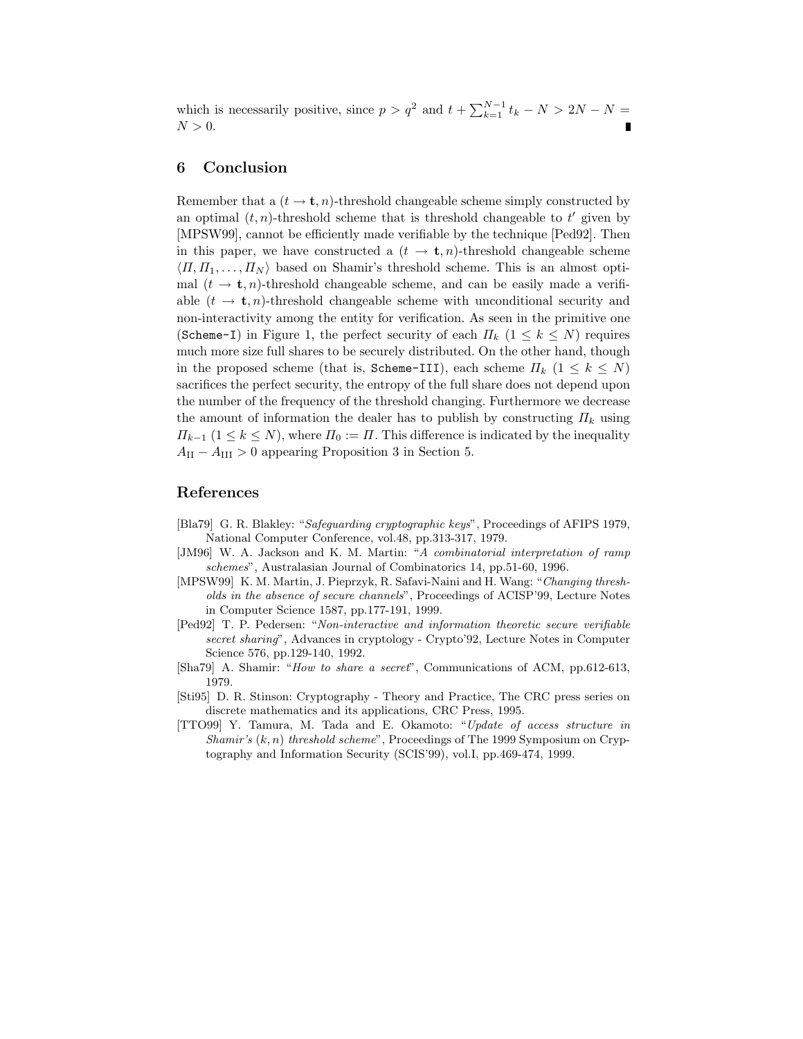which is necessarily positive, since $p > q^2$ and $t + \sum_{k=1}^{N-1} t_k - N > 2N - N = N > 0$. ∎

## 6 Conclusion

Remember that a $(t \to \mathbf{t}, n)$-threshold changeable scheme simply constructed by an optimal $(t, n)$-threshold scheme that is threshold changeable to $t'$ given by [MPSW99], cannot be efficiently made verifiable by the technique [Ped92]. Then in this paper, we have constructed a $(t \to \mathbf{t}, n)$-threshold changeable scheme $\langle \Pi, \Pi_1, \ldots, \Pi_N \rangle$ based on Shamir's threshold scheme. This is an almost optimal $(t \to \mathbf{t}, n)$-threshold changeable scheme, and can be easily made a verifiable $(t \to \mathbf{t}, n)$-threshold changeable scheme with unconditional security and non-interactivity among the entity for verification. As seen in the primitive one (`Scheme-I`) in Figure 1, the perfect security of each $\Pi_k$ $(1 \leq k \leq N)$ requires much more size full shares to be securely distributed. On the other hand, though in the proposed scheme (that is, `Scheme-III`), each scheme $\Pi_k$ $(1 \leq k \leq N)$ sacrifices the perfect security, the entropy of the full share does not depend upon the number of the frequency of the threshold changing. Furthermore we decrease the amount of information the dealer has to publish by constructing $\Pi_k$ using $\Pi_{k-1}$ $(1 \leq k \leq N)$, where $\Pi_0 := \Pi$. This difference is indicated by the inequality $A_{\mathrm{II}} - A_{\mathrm{III}} > 0$ appearing Proposition 3 in Section 5.

## References

[Bla79] G. R. Blakley: "*Safeguarding cryptographic keys*", Proceedings of AFIPS 1979, National Computer Conference, vol.48, pp.313-317, 1979.

[JM96] W. A. Jackson and K. M. Martin: "*A combinatorial interpretation of ramp schemes*", Australasian Journal of Combinatorics 14, pp.51-60, 1996.

[MPSW99] K. M. Martin, J. Pieprzyk, R. Safavi-Naini and H. Wang: "*Changing thresholds in the absence of secure channels*", Proceedings of ACISP'99, Lecture Notes in Computer Science 1587, pp.177-191, 1999.

[Ped92] T. P. Pedersen: "*Non-interactive and information theoretic secure verifiable secret sharing*", Advances in cryptology - Crypto'92, Lecture Notes in Computer Science 576, pp.129-140, 1992.

[Sha79] A. Shamir: "*How to share a secret*", Communications of ACM, pp.612-613, 1979.

[Sti95] D. R. Stinson: Cryptography - Theory and Practice, The CRC press series on discrete mathematics and its applications, CRC Press, 1995.

[TTO99] Y. Tamura, M. Tada and E. Okamoto: "*Update of access structure in Shamir's $(k, n)$ threshold scheme*", Proceedings of The 1999 Symposium on Cryptography and Information Security (SCIS'99), vol.I, pp.469-474, 1999.